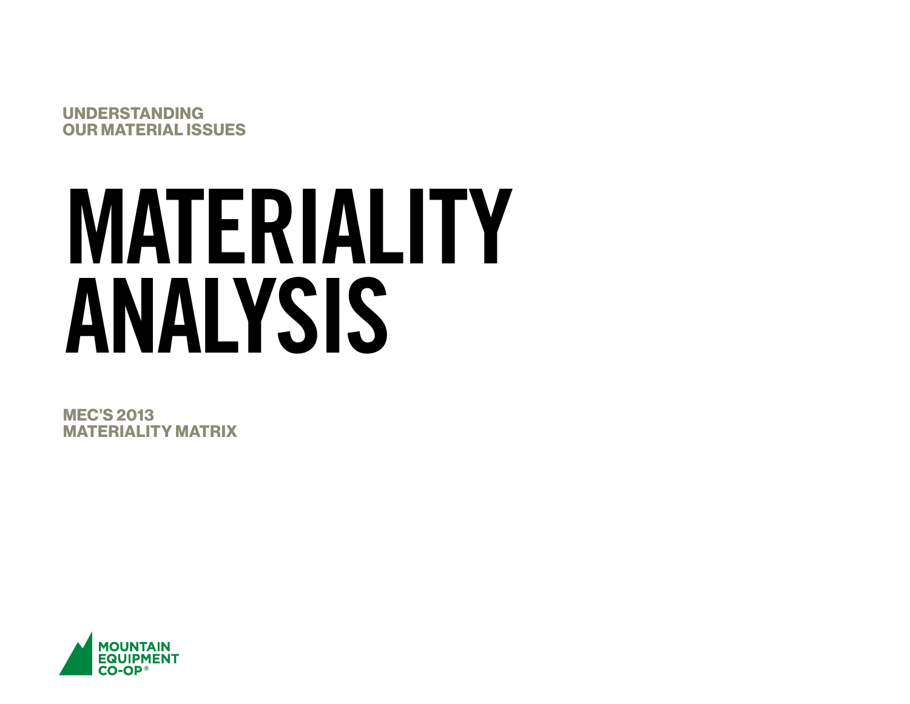UNDERSTANDING
OUR MATERIAL ISSUES

# MATERIALITY ANALYSIS

MEC'S 2013
MATERIALITY MATRIX

MOUNTAIN
EQUIPMENT
CO-OP®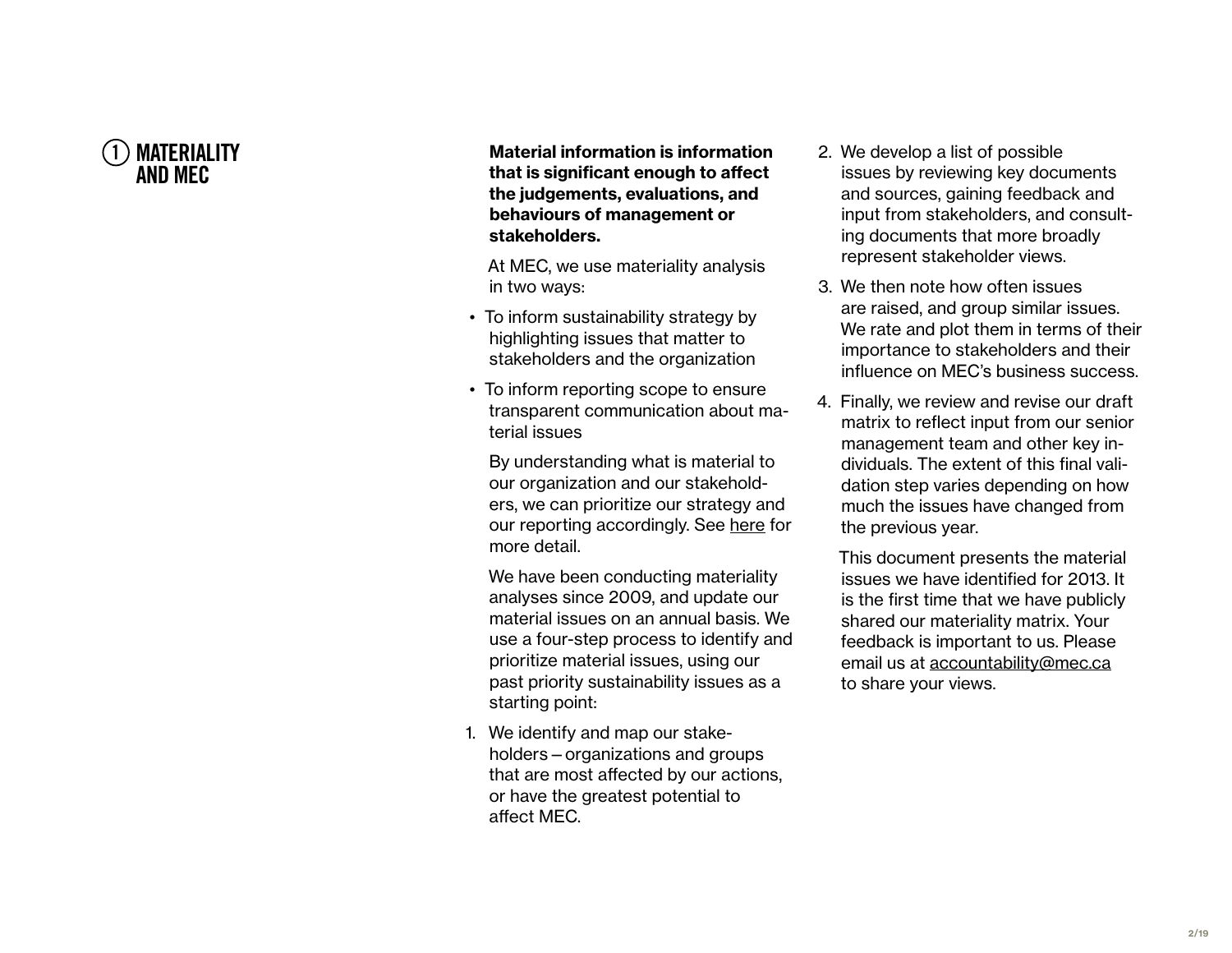# 1 MATERIALITY AND MEC

**Material information is information that is significant enough to affect the judgements, evaluations, and behaviours of management or stakeholders.**

At MEC, we use materiality analysis in two ways:

- To inform sustainability strategy by highlighting issues that matter to stakeholders and the organization
- To inform reporting scope to ensure transparent communication about material issues

By understanding what is material to our organization and our stakeholders, we can prioritize our strategy and our reporting accordingly. See here for more detail.

We have been conducting materiality analyses since 2009, and update our material issues on an annual basis. We use a four-step process to identify and prioritize material issues, using our past priority sustainability issues as a starting point:

1. We identify and map our stakeholders – organizations and groups that are most affected by our actions, or have the greatest potential to affect MEC.
2. We develop a list of possible issues by reviewing key documents and sources, gaining feedback and input from stakeholders, and consulting documents that more broadly represent stakeholder views.
3. We then note how often issues are raised, and group similar issues. We rate and plot them in terms of their importance to stakeholders and their influence on MEC's business success.
4. Finally, we review and revise our draft matrix to reflect input from our senior management team and other key individuals. The extent of this final validation step varies depending on how much the issues have changed from the previous year.

This document presents the material issues we have identified for 2013. It is the first time that we have publicly shared our materiality matrix. Your feedback is important to us. Please email us at accountability@mec.ca to share your views.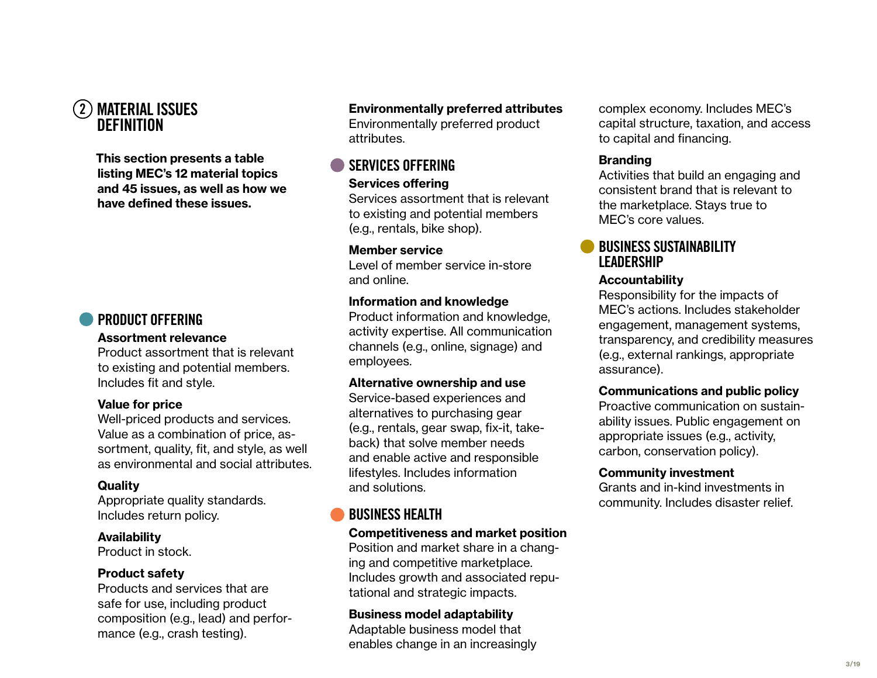## 2 MATERIAL ISSUES DEFINITION

**This section presents a table listing MEC's 12 material topics and 45 issues, as well as how we have defined these issues.**

### PRODUCT OFFERING

**Assortment relevance**
Product assortment that is relevant to existing and potential members. Includes fit and style.

**Value for price**
Well-priced products and services. Value as a combination of price, assortment, quality, fit, and style, as well as environmental and social attributes.

**Quality**
Appropriate quality standards. Includes return policy.

**Availability**
Product in stock.

**Product safety**
Products and services that are safe for use, including product composition (e.g., lead) and performance (e.g., crash testing).

**Environmentally preferred attributes**
Environmentally preferred product attributes.

### SERVICES OFFERING

**Services offering**
Services assortment that is relevant to existing and potential members (e.g., rentals, bike shop).

**Member service**
Level of member service in-store and online.

**Information and knowledge**
Product information and knowledge, activity expertise. All communication channels (e.g., online, signage) and employees.

**Alternative ownership and use**
Service-based experiences and alternatives to purchasing gear (e.g., rentals, gear swap, fix-it, take-back) that solve member needs and enable active and responsible lifestyles. Includes information and solutions.

### BUSINESS HEALTH

**Competitiveness and market position**
Position and market share in a changing and competitive marketplace. Includes growth and associated reputational and strategic impacts.

**Business model adaptability**
Adaptable business model that enables change in an increasingly complex economy. Includes MEC's capital structure, taxation, and access to capital and financing.

**Branding**
Activities that build an engaging and consistent brand that is relevant to the marketplace. Stays true to MEC's core values.

### BUSINESS SUSTAINABILITY LEADERSHIP

**Accountability**
Responsibility for the impacts of MEC's actions. Includes stakeholder engagement, management systems, transparency, and credibility measures (e.g., external rankings, appropriate assurance).

**Communications and public policy**
Proactive communication on sustainability issues. Public engagement on appropriate issues (e.g., activity, carbon, conservation policy).

**Community investment**
Grants and in-kind investments in community. Includes disaster relief.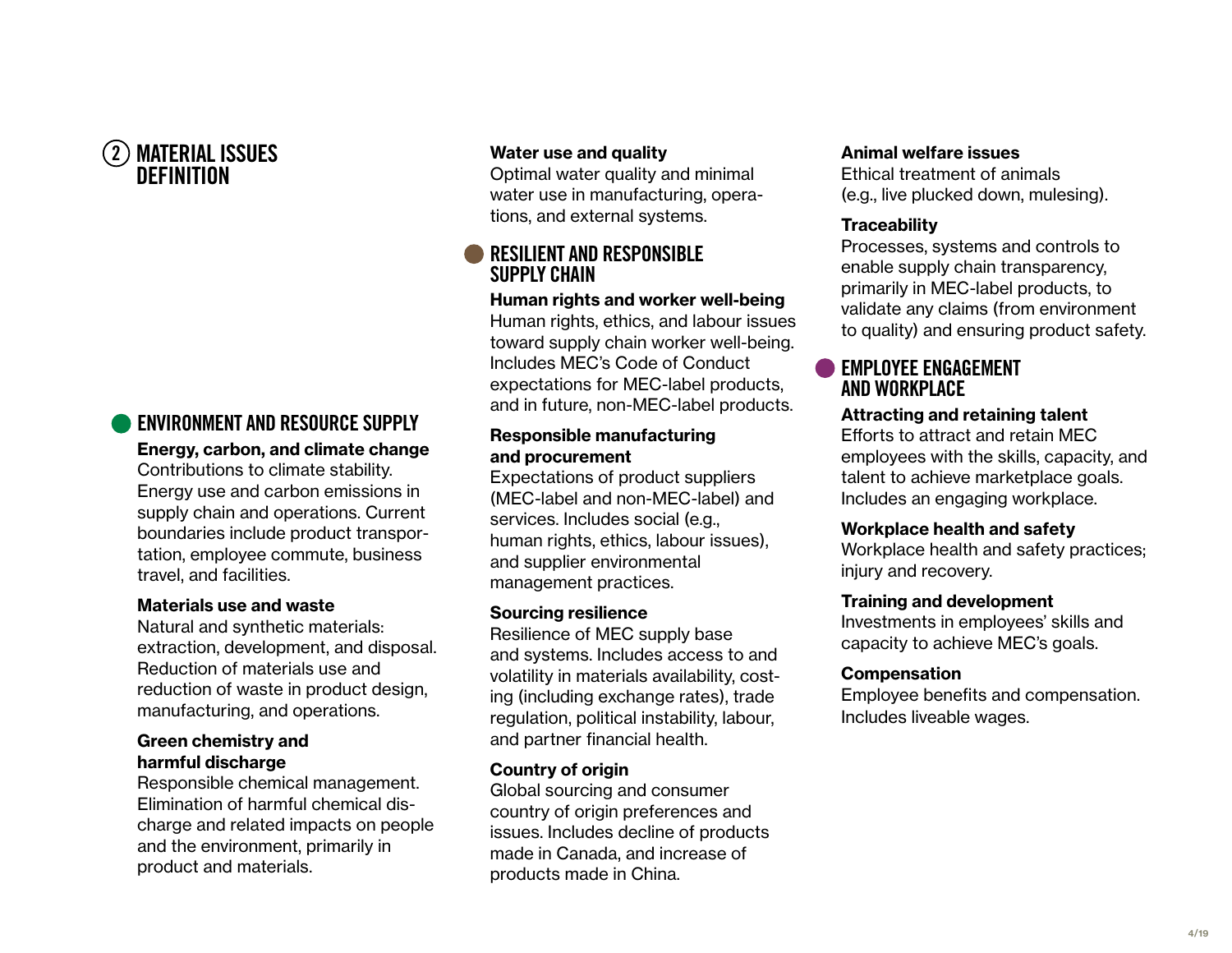## 2 MATERIAL ISSUES DEFINITION

### ENVIRONMENT AND RESOURCE SUPPLY

**Energy, carbon, and climate change**
Contributions to climate stability. Energy use and carbon emissions in supply chain and operations. Current boundaries include product transportation, employee commute, business travel, and facilities.

**Materials use and waste**
Natural and synthetic materials: extraction, development, and disposal. Reduction of materials use and reduction of waste in product design, manufacturing, and operations.

**Green chemistry and harmful discharge**
Responsible chemical management. Elimination of harmful chemical discharge and related impacts on people and the environment, primarily in product and materials.

**Water use and quality**
Optimal water quality and minimal water use in manufacturing, operations, and external systems.

### RESILIENT AND RESPONSIBLE SUPPLY CHAIN

**Human rights and worker well-being**
Human rights, ethics, and labour issues toward supply chain worker well-being. Includes MEC's Code of Conduct expectations for MEC-label products, and in future, non-MEC-label products.

**Responsible manufacturing and procurement**
Expectations of product suppliers (MEC-label and non-MEC-label) and services. Includes social (e.g., human rights, ethics, labour issues), and supplier environmental management practices.

**Sourcing resilience**
Resilience of MEC supply base and systems. Includes access to and volatility in materials availability, costing (including exchange rates), trade regulation, political instability, labour, and partner financial health.

**Country of origin**
Global sourcing and consumer country of origin preferences and issues. Includes decline of products made in Canada, and increase of products made in China.

**Animal welfare issues**
Ethical treatment of animals (e.g., live plucked down, mulesing).

**Traceability**
Processes, systems and controls to enable supply chain transparency, primarily in MEC-label products, to validate any claims (from environment to quality) and ensuring product safety.

### EMPLOYEE ENGAGEMENT AND WORKPLACE

**Attracting and retaining talent**
Efforts to attract and retain MEC employees with the skills, capacity, and talent to achieve marketplace goals. Includes an engaging workplace.

**Workplace health and safety**
Workplace health and safety practices; injury and recovery.

**Training and development**
Investments in employees' skills and capacity to achieve MEC's goals.

**Compensation**
Employee benefits and compensation. Includes liveable wages.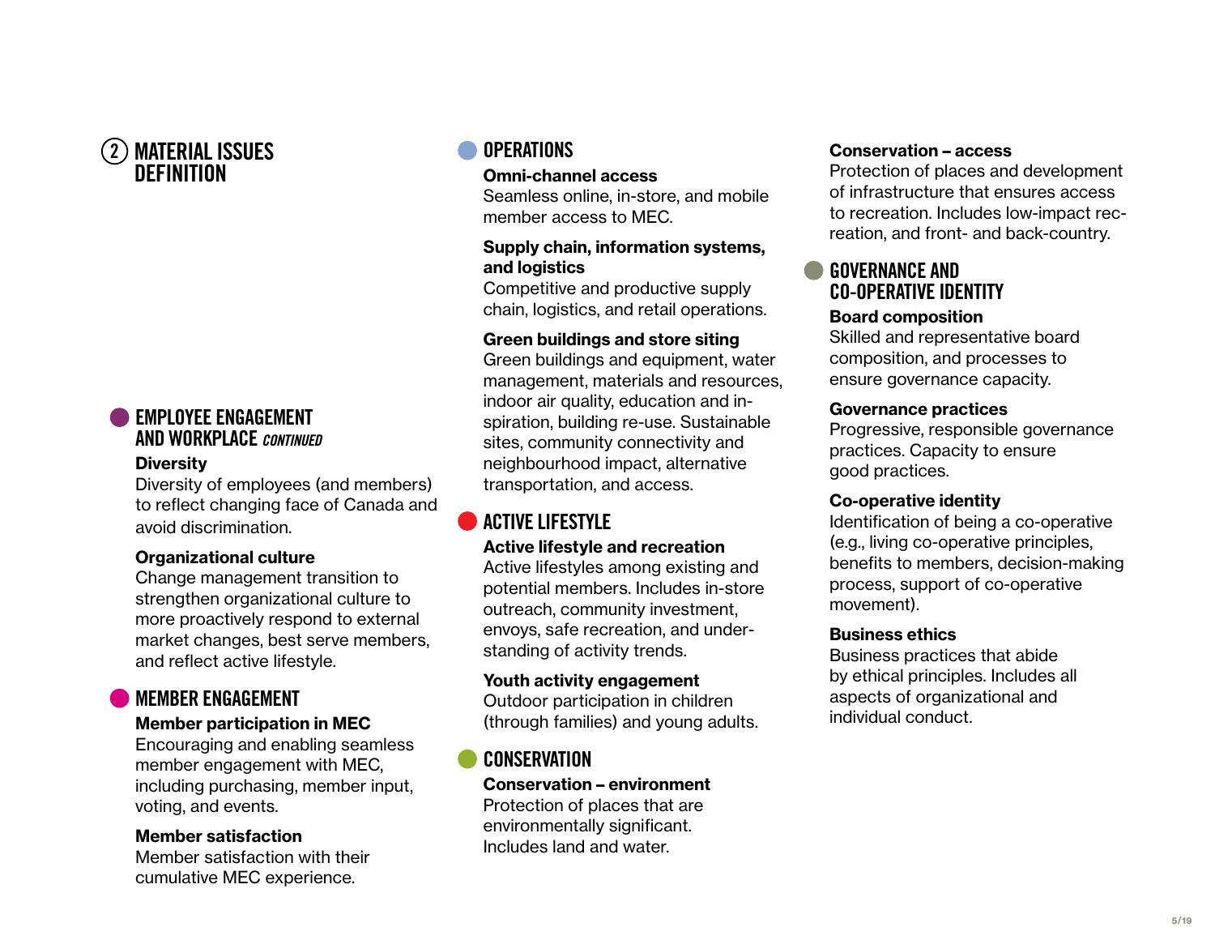## 2 MATERIAL ISSUES DEFINITION

### EMPLOYEE ENGAGEMENT AND WORKPLACE *CONTINUED*

**Diversity**
Diversity of employees (and members) to reflect changing face of Canada and avoid discrimination.

**Organizational culture**
Change management transition to strengthen organizational culture to more proactively respond to external market changes, best serve members, and reflect active lifestyle.

### MEMBER ENGAGEMENT

**Member participation in MEC**
Encouraging and enabling seamless member engagement with MEC, including purchasing, member input, voting, and events.

**Member satisfaction**
Member satisfaction with their cumulative MEC experience.

### OPERATIONS

**Omni-channel access**
Seamless online, in-store, and mobile member access to MEC.

**Supply chain, information systems, and logistics**
Competitive and productive supply chain, logistics, and retail operations.

**Green buildings and store siting**
Green buildings and equipment, water management, materials and resources, indoor air quality, education and inspiration, building re-use. Sustainable sites, community connectivity and neighbourhood impact, alternative transportation, and access.

### ACTIVE LIFESTYLE

**Active lifestyle and recreation**
Active lifestyles among existing and potential members. Includes in-store outreach, community investment, envoys, safe recreation, and understanding of activity trends.

**Youth activity engagement**
Outdoor participation in children (through families) and young adults.

### CONSERVATION

**Conservation – environment**
Protection of places that are environmentally significant. Includes land and water.

**Conservation – access**
Protection of places and development of infrastructure that ensures access to recreation. Includes low-impact recreation, and front- and back-country.

### GOVERNANCE AND CO-OPERATIVE IDENTITY

**Board composition**
Skilled and representative board composition, and processes to ensure governance capacity.

**Governance practices**
Progressive, responsible governance practices. Capacity to ensure good practices.

**Co-operative identity**
Identification of being a co-operative (e.g., living co-operative principles, benefits to members, decision-making process, support of co-operative movement).

**Business ethics**
Business practices that abide by ethical principles. Includes all aspects of organizational and individual conduct.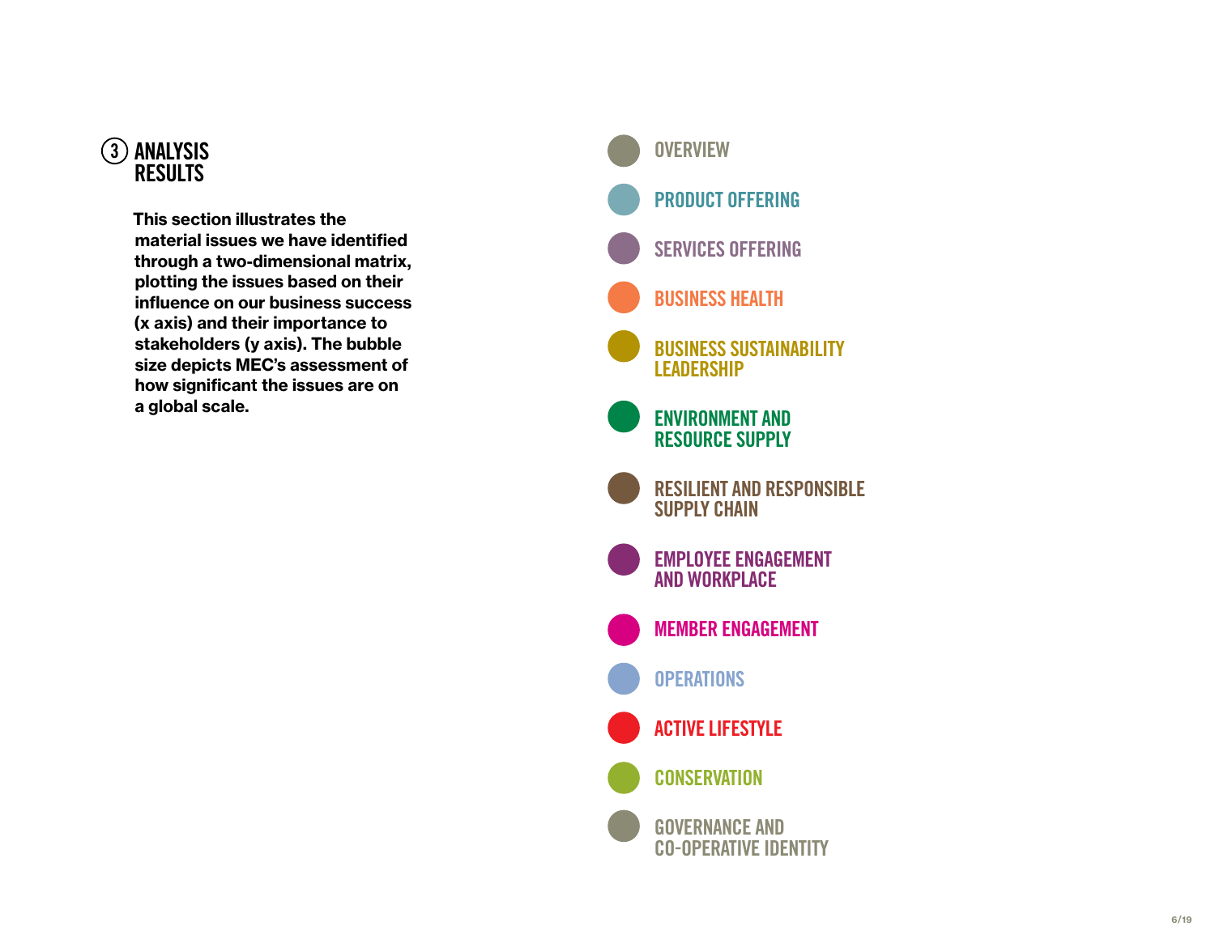## 3 ANALYSIS RESULTS

**This section illustrates the material issues we have identified through a two-dimensional matrix, plotting the issues based on their influence on our business success (x axis) and their importance to stakeholders (y axis). The bubble size depicts MEC's assessment of how significant the issues are on a global scale.**

- OVERVIEW
- PRODUCT OFFERING
- SERVICES OFFERING
- BUSINESS HEALTH
- BUSINESS SUSTAINABILITY LEADERSHIP
- ENVIRONMENT AND RESOURCE SUPPLY
- RESILIENT AND RESPONSIBLE SUPPLY CHAIN
- EMPLOYEE ENGAGEMENT AND WORKPLACE
- MEMBER ENGAGEMENT
- OPERATIONS
- ACTIVE LIFESTYLE
- CONSERVATION
- GOVERNANCE AND CO-OPERATIVE IDENTITY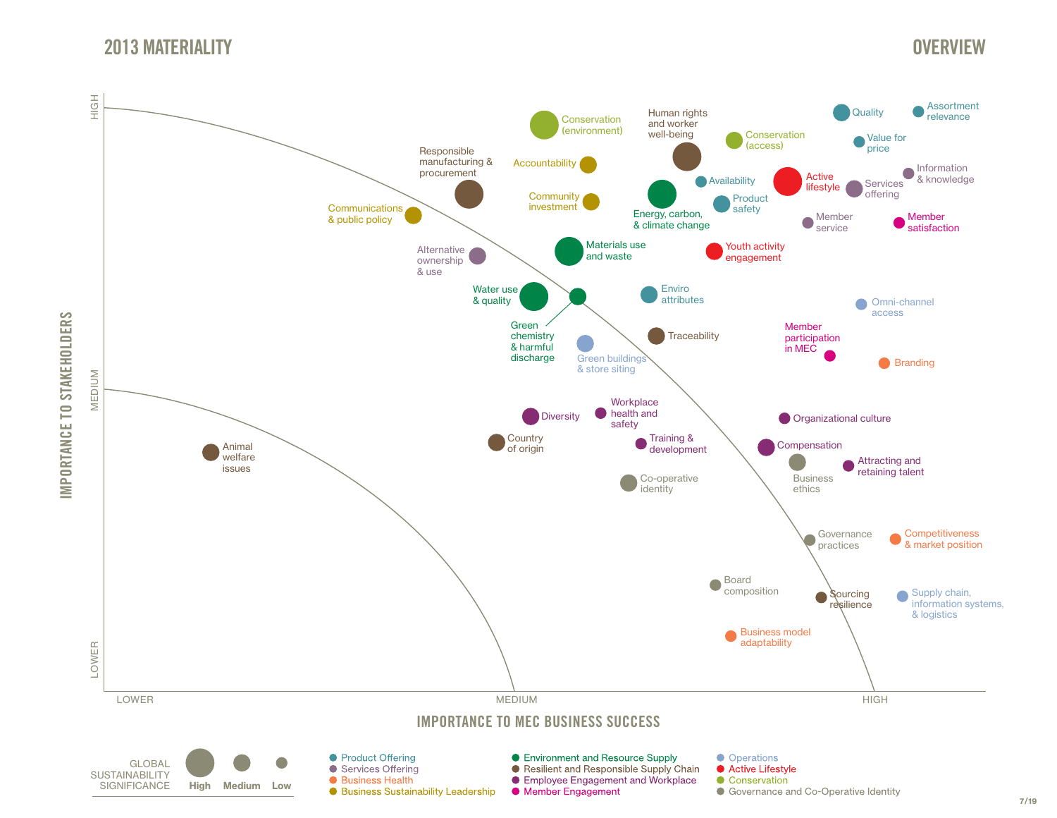# 2013 MATERIALITY

## OVERVIEW

IMPORTANCE TO STAKEHOLDERS (LOWER – MEDIUM – HIGH)

IMPORTANCE TO MEC BUSINESS SUCCESS (LOWER – MEDIUM – HIGH)

Conservation (environment)

Human rights and worker well-being

Conservation (access)

Quality

Assortment relevance

Value for price

Responsible manufacturing & procurement

Accountability

Information & knowledge

Availability

Active lifestyle

Services offering

Community investment

Communications & public policy

Energy, carbon, & climate change

Product safety

Member service

Member satisfaction

Alternative ownership & use

Materials use and waste

Youth activity engagement

Water use & quality

Enviro attributes

Omni-channel access

Green chemistry & harmful discharge

Traceability

Member participation in MEC

Green buildings & store siting

Branding

Workplace health and safety

Diversity

Organizational culture

Training & development

Country of origin

Compensation

Animal welfare issues

Attracting and retaining talent

Business ethics

Co-operative identity

Governance practices

Competitiveness & market position

Board composition

Sourcing resilience

Supply chain, information systems, & logistics

Business model adaptability

GLOBAL SUSTAINABILITY SIGNIFICANCE: High, Medium, Low

- Product Offering
- Services Offering
- Business Health
- Business Sustainability Leadership
- Environment and Resource Supply
- Resilient and Responsible Supply Chain
- Employee Engagement and Workplace
- Member Engagement
- Operations
- Active Lifestyle
- Conservation
- Governance and Co-Operative Identity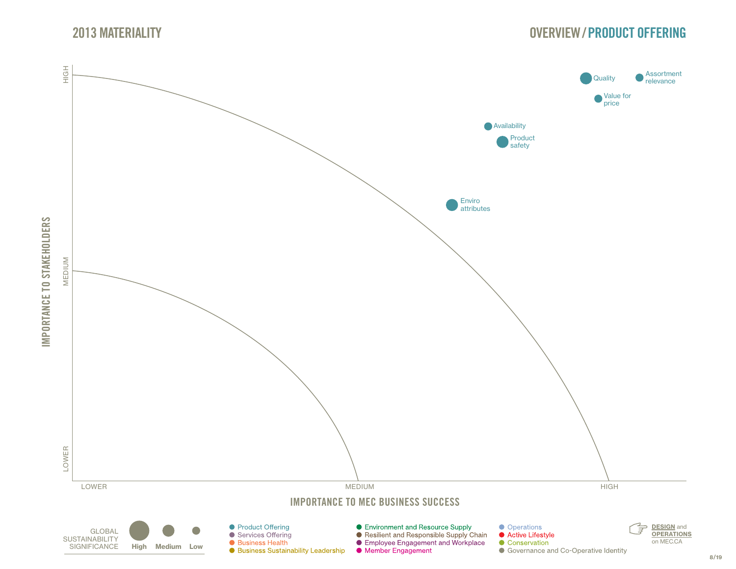## 2013 MATERIALITY

## OVERVIEW / PRODUCT OFFERING

IMPORTANCE TO STAKEHOLDERS

HIGH

MEDIUM

LOWER

Quality

Assortment relevance

Value for price

Availability

Product safety

Enviro attributes

LOWER

MEDIUM

HIGH

IMPORTANCE TO MEC BUSINESS SUCCESS

GLOBAL SUSTAINABILITY SIGNIFICANCE: **High** **Medium** **Low**

- Product Offering
- Services Offering
- Business Health
- Business Sustainability Leadership
- Environment and Resource Supply
- Resilient and Responsible Supply Chain
- Employee Engagement and Workplace
- Member Engagement
- Operations
- Active Lifestyle
- Conservation
- Governance and Co-Operative Identity

**DESIGN** and **OPERATIONS** on MEC.CA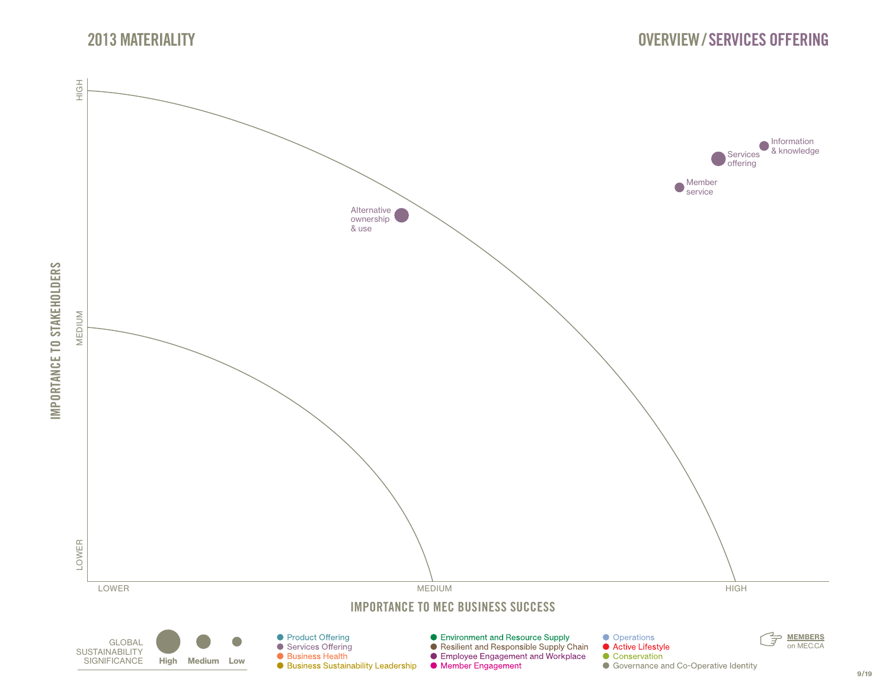# 2013 MATERIALITY

## OVERVIEW / SERVICES OFFERING

IMPORTANCE TO STAKEHOLDERS

HIGH

MEDIUM

LOWER

Alternative ownership & use

Information & knowledge

Services offering

Member service

LOWER

MEDIUM

HIGH

IMPORTANCE TO MEC BUSINESS SUCCESS

GLOBAL SUSTAINABILITY SIGNIFICANCE: High, Medium, Low

- Product Offering
- Services Offering
- Business Health
- Business Sustainability Leadership
- Environment and Resource Supply
- Resilient and Responsible Supply Chain
- Employee Engagement and Workplace
- Member Engagement
- Operations
- Active Lifestyle
- Conservation
- Governance and Co-Operative Identity

**MEMBERS** on MEC.CA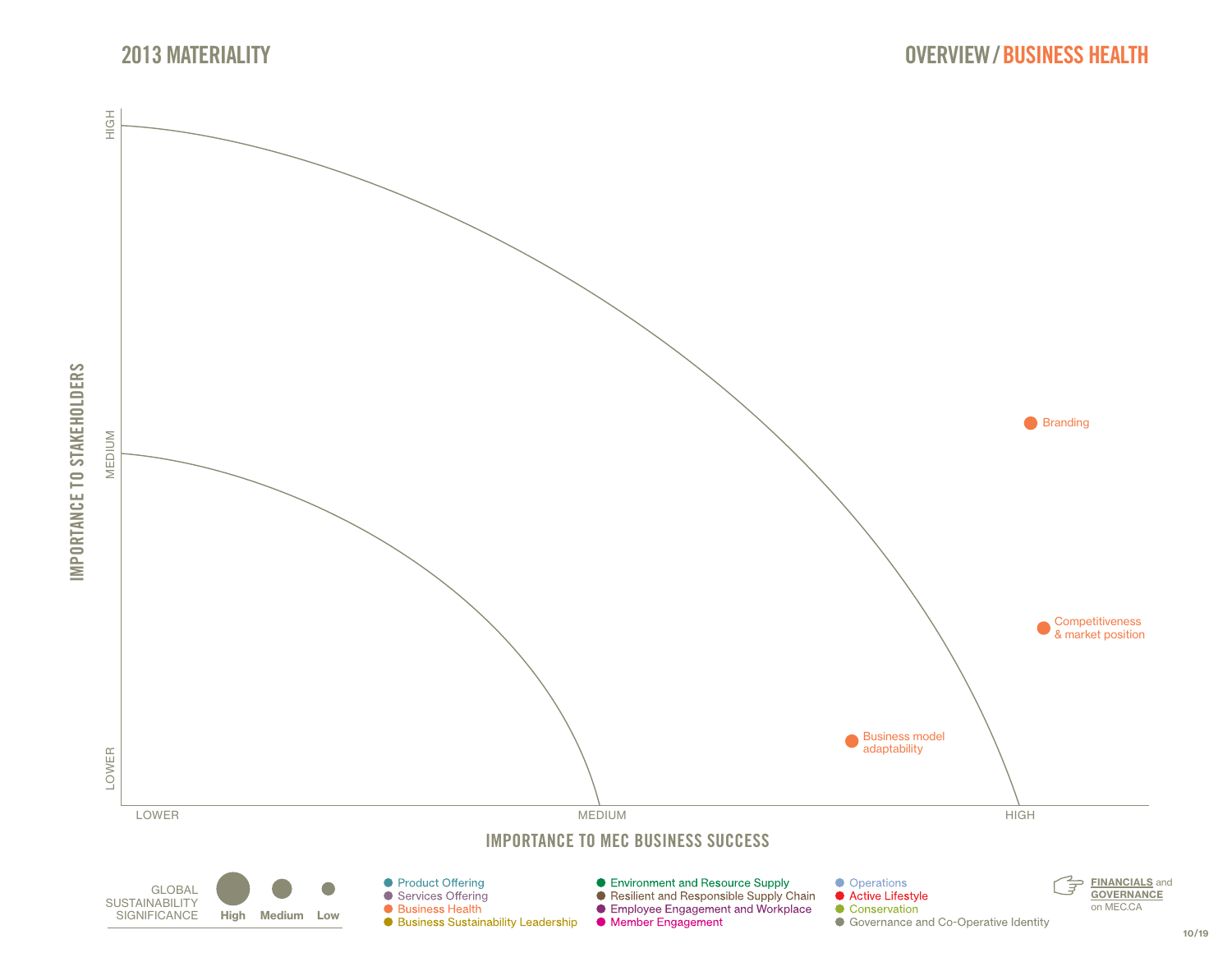# 2013 MATERIALITY

## OVERVIEW / BUSINESS HEALTH

IMPORTANCE TO STAKEHOLDERS

HIGH

MEDIUM

LOWER

Branding

Competitiveness & market position

Business model adaptability

LOWER

MEDIUM

HIGH

IMPORTANCE TO MEC BUSINESS SUCCESS

GLOBAL SUSTAINABILITY SIGNIFICANCE: High, Medium, Low

- Product Offering
- Services Offering
- Business Health
- Business Sustainability Leadership
- Environment and Resource Supply
- Resilient and Responsible Supply Chain
- Employee Engagement and Workplace
- Member Engagement
- Operations
- Active Lifestyle
- Conservation
- Governance and Co-Operative Identity

**FINANCIALS** and **GOVERNANCE** on MEC.CA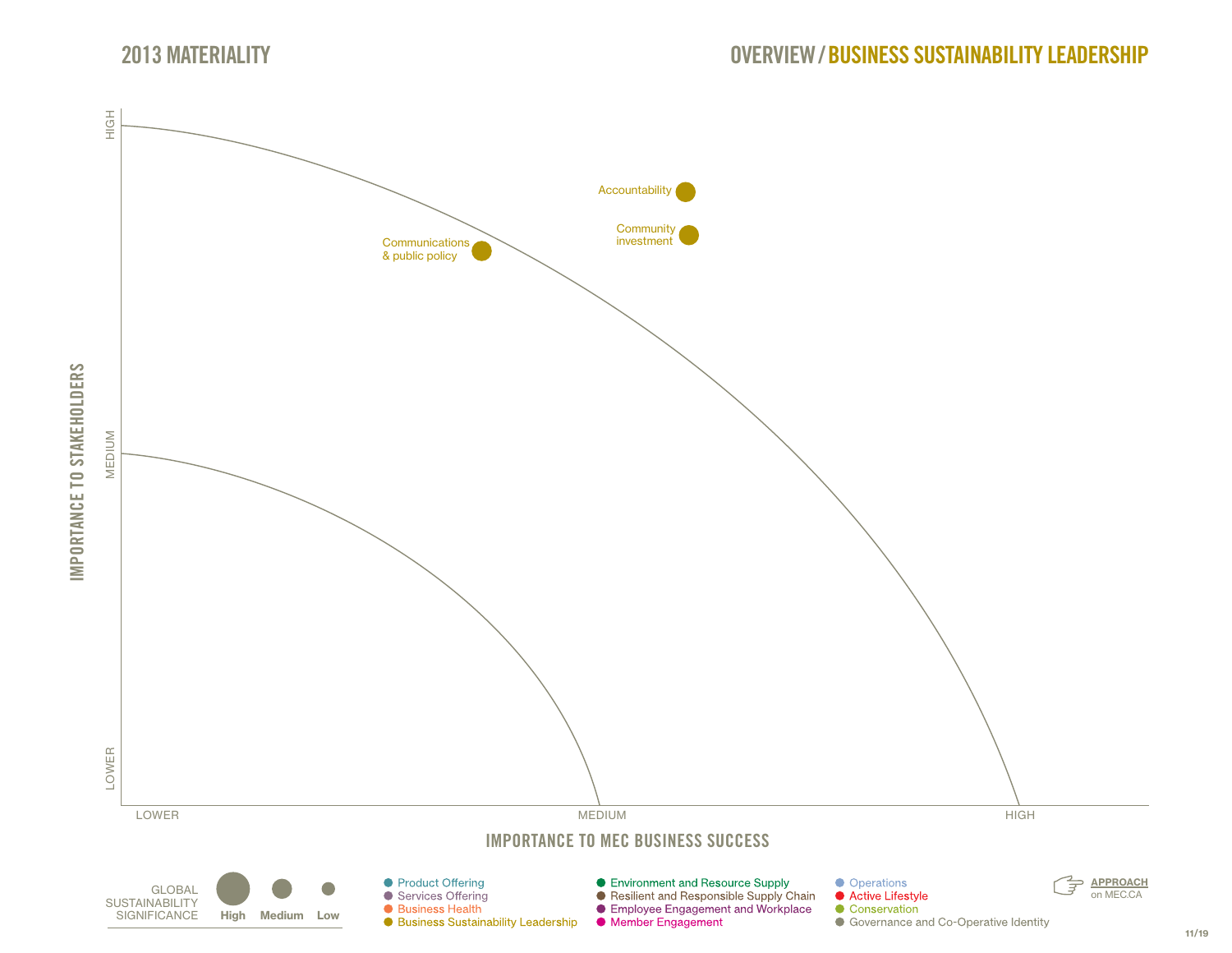# 2013 MATERIALITY

## OVERVIEW / BUSINESS SUSTAINABILITY LEADERSHIP

IMPORTANCE TO STAKEHOLDERS: HIGH, MEDIUM, LOWER

IMPORTANCE TO MEC BUSINESS SUCCESS: LOWER, MEDIUM, HIGH

- Accountability
- Community investment
- Communications & public policy

GLOBAL SUSTAINABILITY SIGNIFICANCE: High, Medium, Low

- Product Offering
- Services Offering
- Business Health
- Business Sustainability Leadership
- Environment and Resource Supply
- Resilient and Responsible Supply Chain
- Employee Engagement and Workplace
- Member Engagement
- Operations
- Active Lifestyle
- Conservation
- Governance and Co-Operative Identity

**APPROACH** on MEC.CA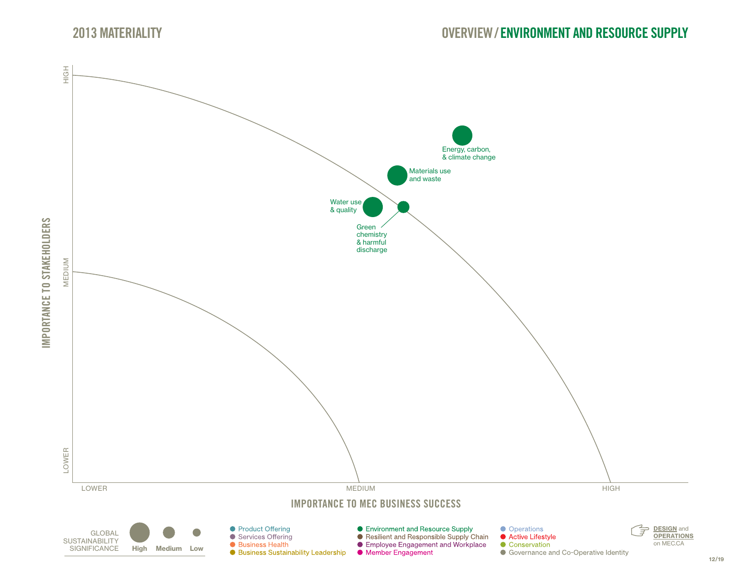# 2013 MATERIALITY

## OVERVIEW / ENVIRONMENT AND RESOURCE SUPPLY

IMPORTANCE TO STAKEHOLDERS: HIGH, MEDIUM, LOWER

IMPORTANCE TO MEC BUSINESS SUCCESS: LOWER, MEDIUM, HIGH

- Energy, carbon, & climate change
- Materials use and waste
- Water use & quality
- Green chemistry & harmful discharge

GLOBAL SUSTAINABILITY SIGNIFICANCE: High, Medium, Low

- Product Offering
- Services Offering
- Business Health
- Business Sustainability Leadership
- Environment and Resource Supply
- Resilient and Responsible Supply Chain
- Employee Engagement and Workplace
- Member Engagement
- Operations
- Active Lifestyle
- Conservation
- Governance and Co-Operative Identity

**DESIGN** and **OPERATIONS** on MEC.CA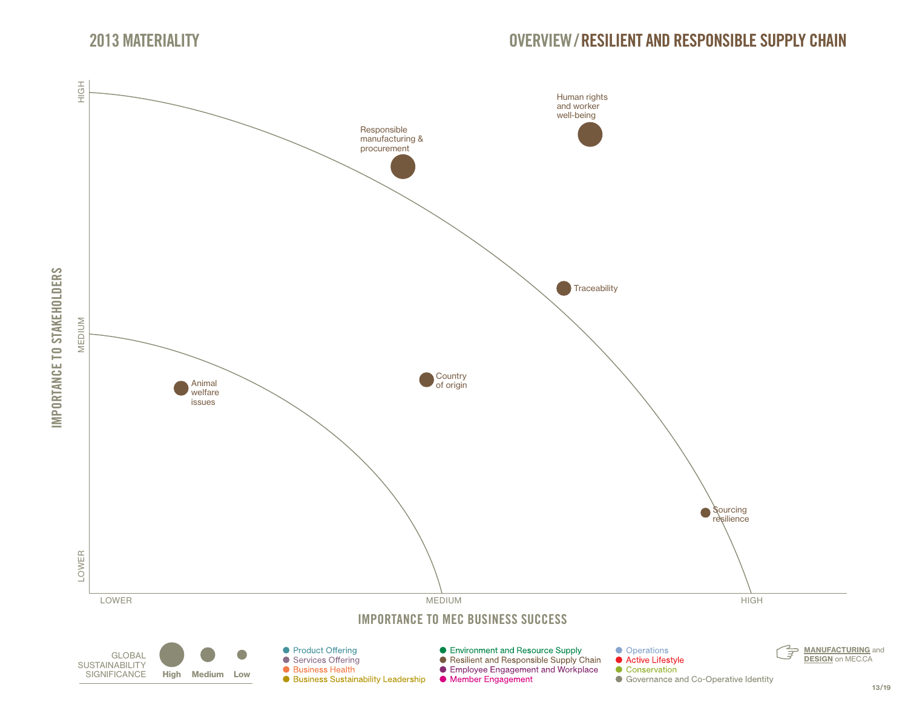# 2013 MATERIALITY

## OVERVIEW / RESILIENT AND RESPONSIBLE SUPPLY CHAIN

IMPORTANCE TO STAKEHOLDERS

HIGH

MEDIUM

LOWER

Human rights and worker well-being

Responsible manufacturing & procurement

Traceability

Country of origin

Animal welfare issues

Sourcing resilience

LOWER

MEDIUM

HIGH

IMPORTANCE TO MEC BUSINESS SUCCESS

GLOBAL SUSTAINABILITY SIGNIFICANCE: High, Medium, Low

- Product Offering
- Services Offering
- Business Health
- Business Sustainability Leadership
- Environment and Resource Supply
- Resilient and Responsible Supply Chain
- Employee Engagement and Workplace
- Member Engagement
- Operations
- Active Lifestyle
- Conservation
- Governance and Co-Operative Identity

**MANUFACTURING** and **DESIGN** on MEC.CA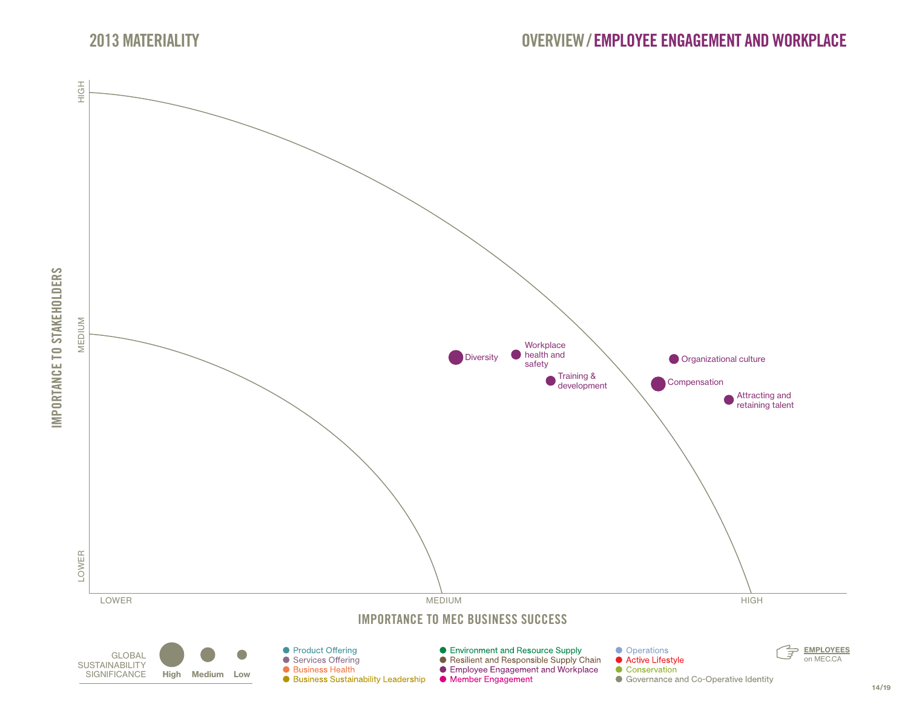# 2013 MATERIALITY

## OVERVIEW / EMPLOYEE ENGAGEMENT AND WORKPLACE

IMPORTANCE TO STAKEHOLDERS (LOWER / MEDIUM / HIGH)

IMPORTANCE TO MEC BUSINESS SUCCESS (LOWER / MEDIUM / HIGH)

- Diversity
- Workplace health and safety
- Training & development
- Organizational culture
- Compensation
- Attracting and retaining talent

GLOBAL SUSTAINABILITY SIGNIFICANCE: High, Medium, Low

- Product Offering
- Services Offering
- Business Health
- Business Sustainability Leadership
- Environment and Resource Supply
- Resilient and Responsible Supply Chain
- Employee Engagement and Workplace
- Member Engagement
- Operations
- Active Lifestyle
- Conservation
- Governance and Co-Operative Identity

**EMPLOYEES** on MEC.CA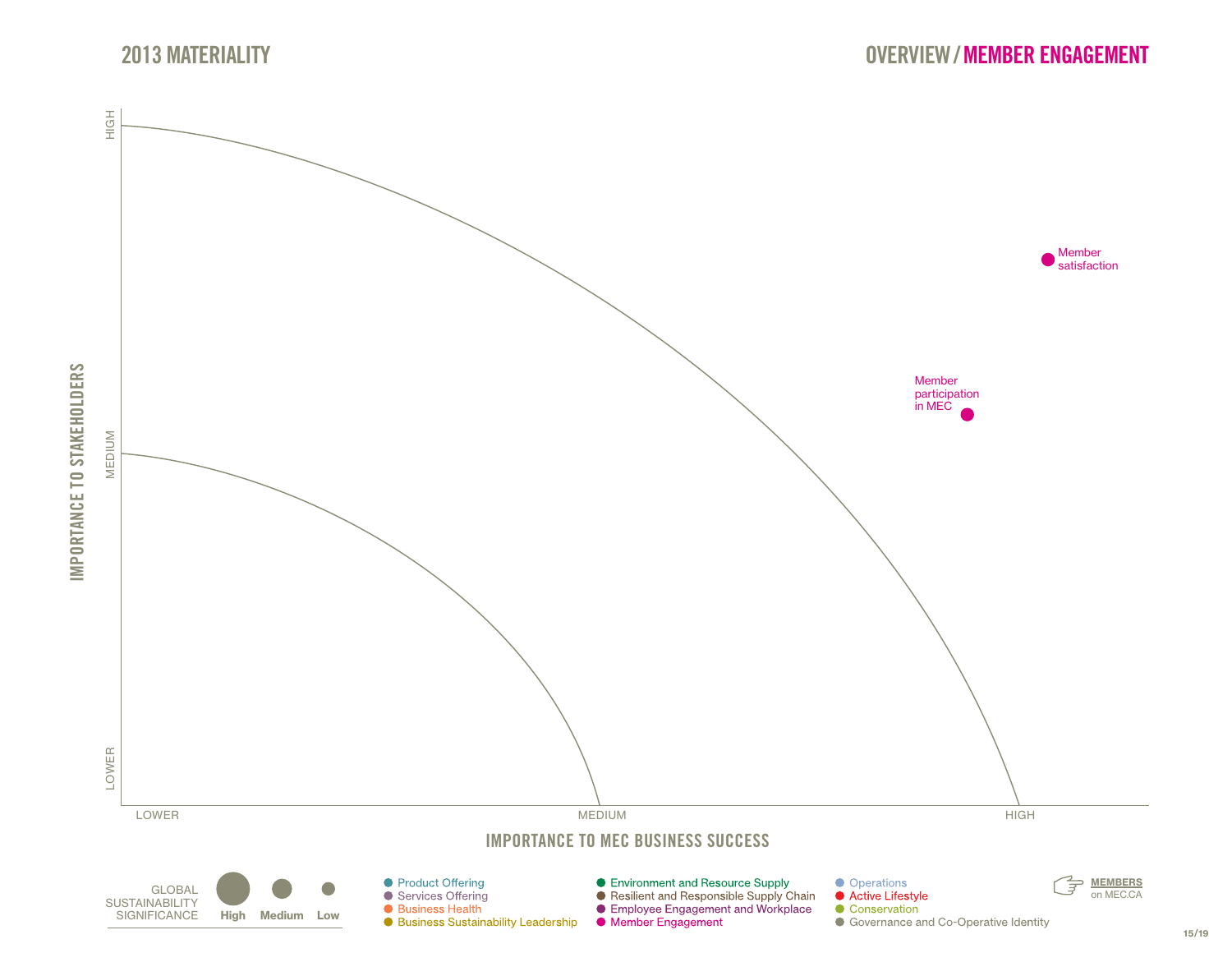# 2013 MATERIALITY

## OVERVIEW / MEMBER ENGAGEMENT

IMPORTANCE TO STAKEHOLDERS

HIGH

MEDIUM

LOWER

Member satisfaction

Member participation in MEC

LOWER

MEDIUM

HIGH

IMPORTANCE TO MEC BUSINESS SUCCESS

GLOBAL SUSTAINABILITY SIGNIFICANCE

High Medium Low

- Product Offering
- Services Offering
- Business Health
- Business Sustainability Leadership
- Environment and Resource Supply
- Resilient and Responsible Supply Chain
- Employee Engagement and Workplace
- Member Engagement
- Operations
- Active Lifestyle
- Conservation
- Governance and Co-Operative Identity

**MEMBERS** on MEC.CA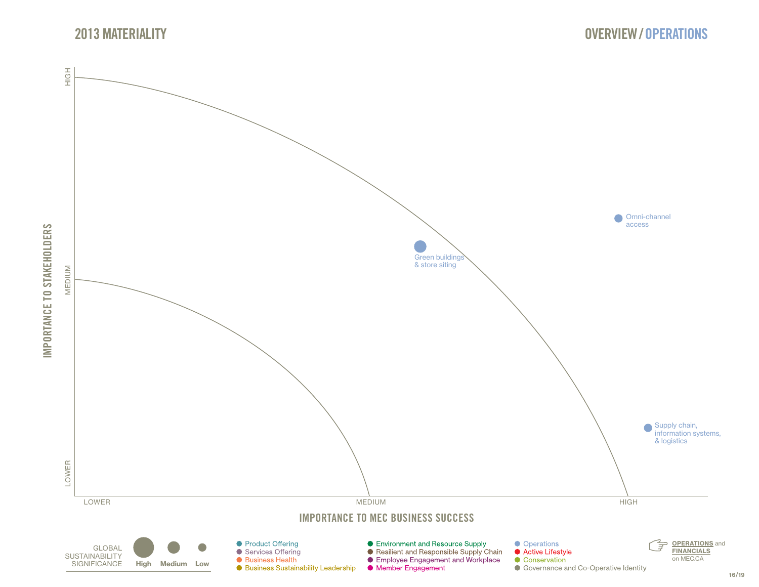# 2013 MATERIALITY

## OVERVIEW / OPERATIONS

IMPORTANCE TO STAKEHOLDERS

HIGH

MEDIUM

LOWER

Omni-channel access

Green buildings & store siting

Supply chain, information systems, & logistics

LOWER

MEDIUM

HIGH

IMPORTANCE TO MEC BUSINESS SUCCESS

GLOBAL SUSTAINABILITY SIGNIFICANCE: High, Medium, Low

- Product Offering
- Services Offering
- Business Health
- Business Sustainability Leadership
- Environment and Resource Supply
- Resilient and Responsible Supply Chain
- Employee Engagement and Workplace
- Member Engagement
- Operations
- Active Lifestyle
- Conservation
- Governance and Co-Operative Identity

**OPERATIONS** and **FINANCIALS** on MEC.CA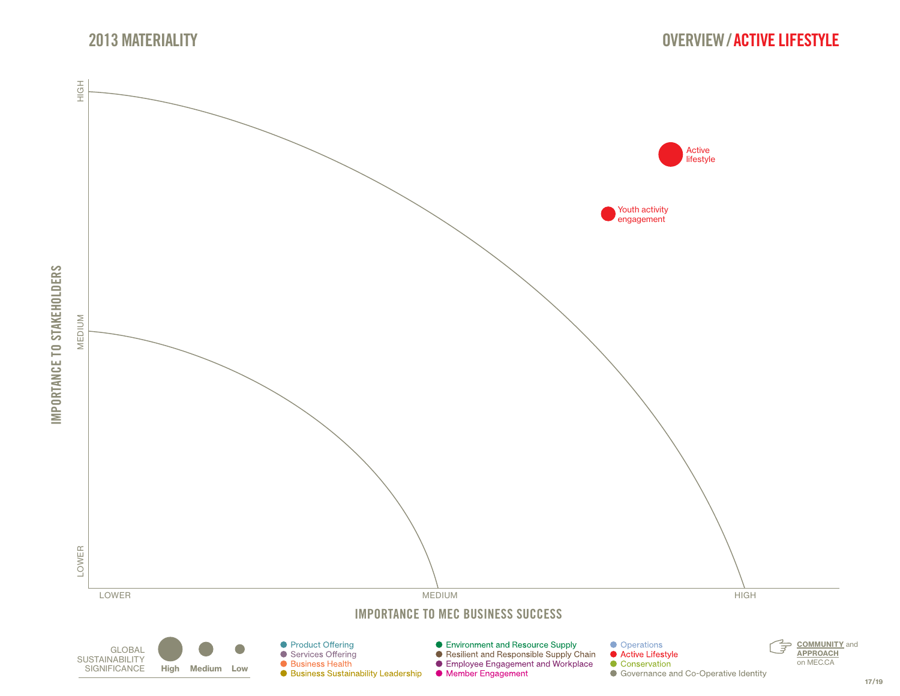# 2013 MATERIALITY

## OVERVIEW / ACTIVE LIFESTYLE

IMPORTANCE TO STAKEHOLDERS

HIGH

MEDIUM

LOWER

Active lifestyle

Youth activity engagement

LOWER

MEDIUM

HIGH

IMPORTANCE TO MEC BUSINESS SUCCESS

GLOBAL SUSTAINABILITY SIGNIFICANCE: High, Medium, Low

- Product Offering
- Services Offering
- Business Health
- Business Sustainability Leadership
- Environment and Resource Supply
- Resilient and Responsible Supply Chain
- Employee Engagement and Workplace
- Member Engagement
- Operations
- Active Lifestyle
- Conservation
- Governance and Co-Operative Identity

**COMMUNITY** and **APPROACH** on MEC.CA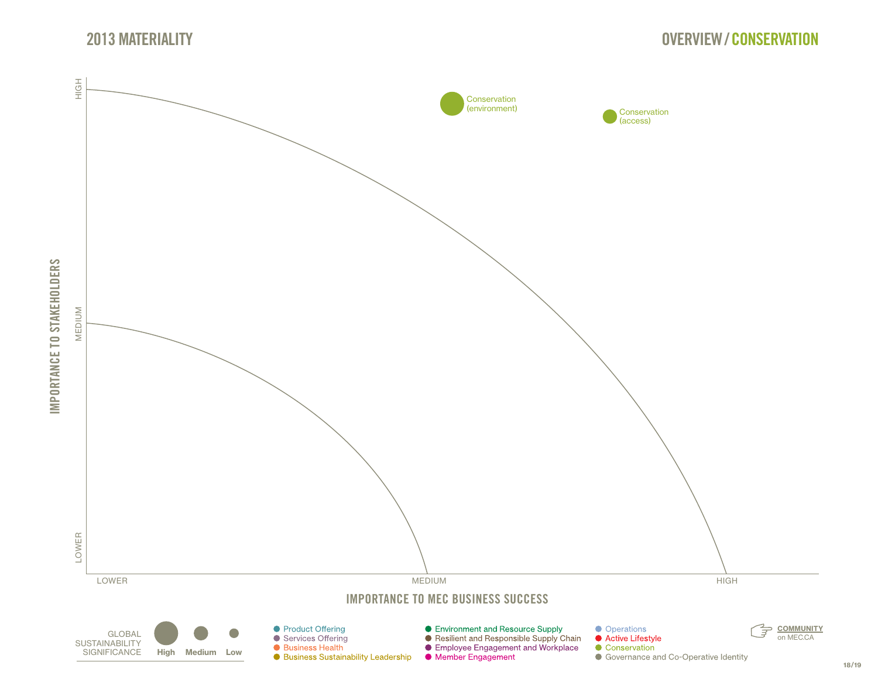## 2013 MATERIALITY

## OVERVIEW / CONSERVATION

IMPORTANCE TO STAKEHOLDERS

HIGH

MEDIUM

LOWER

Conservation (environment)

Conservation (access)

LOWER

MEDIUM

HIGH

IMPORTANCE TO MEC BUSINESS SUCCESS

GLOBAL SUSTAINABILITY SIGNIFICANCE: High, Medium, Low

- Product Offering
- Services Offering
- Business Health
- Business Sustainability Leadership
- Environment and Resource Supply
- Resilient and Responsible Supply Chain
- Employee Engagement and Workplace
- Member Engagement
- Operations
- Active Lifestyle
- Conservation
- Governance and Co-Operative Identity

**COMMUNITY** on MEC.CA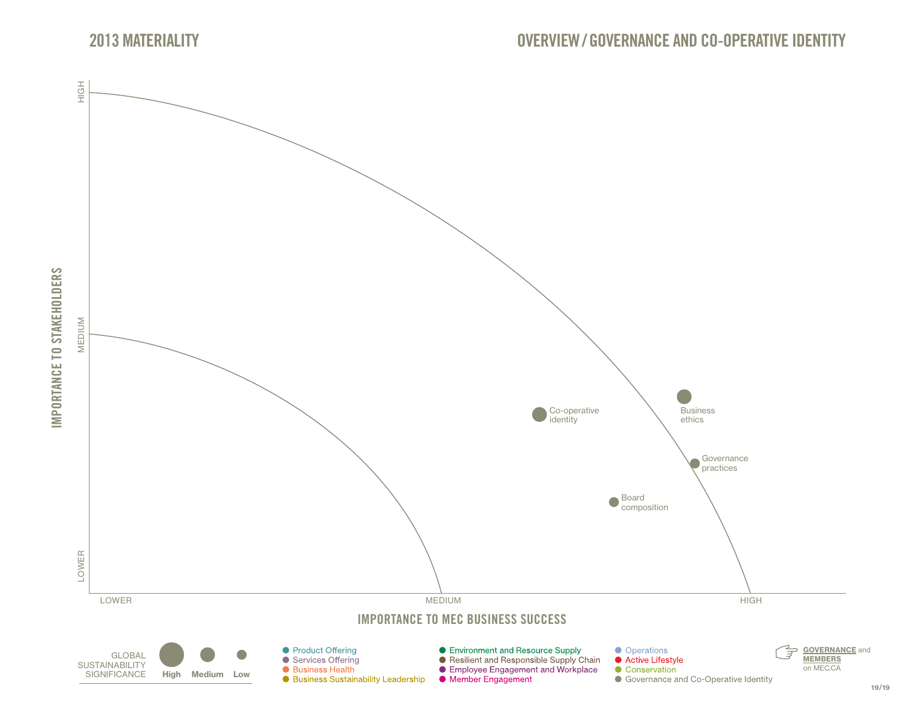# 2013 MATERIALITY

## OVERVIEW / GOVERNANCE AND CO-OPERATIVE IDENTITY

IMPORTANCE TO STAKEHOLDERS

HIGH

MEDIUM

LOWER

IMPORTANCE TO MEC BUSINESS SUCCESS

LOWER

MEDIUM

HIGH

Co-operative identity

Business ethics

Governance practices

Board composition

GLOBAL SUSTAINABILITY SIGNIFICANCE

High

Medium

Low

- Product Offering
- Services Offering
- Business Health
- Business Sustainability Leadership
- Environment and Resource Supply
- Resilient and Responsible Supply Chain
- Employee Engagement and Workplace
- Member Engagement
- Operations
- Active Lifestyle
- Conservation
- Governance and Co-Operative Identity

**GOVERNANCE** and **MEMBERS** on MEC.CA